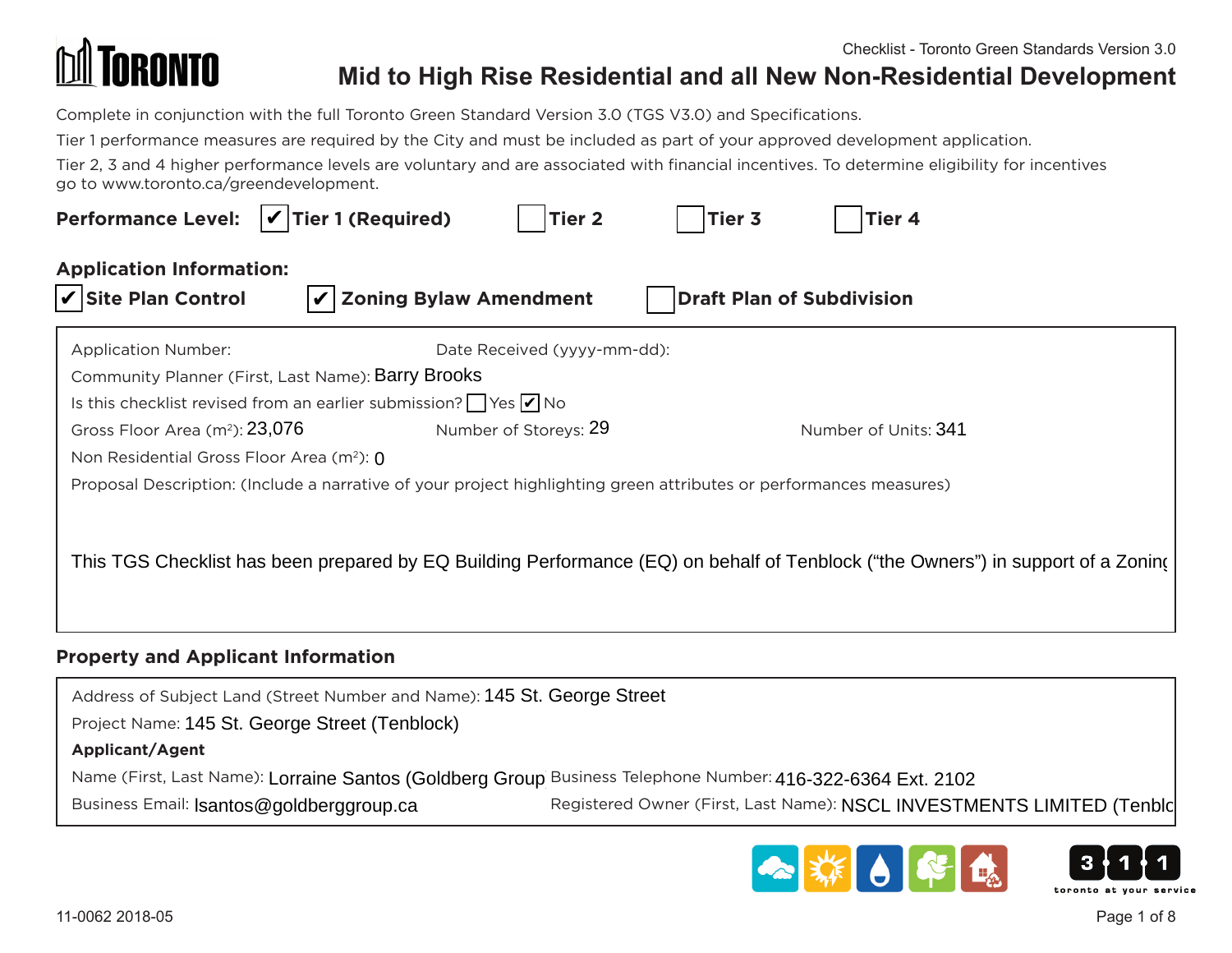# Checklist - Toronto Green Standards Version 3.0

## Mid to High Rise Residential and all New Non-Residential Development

Complete in conjunction with the full Toronto Green Standard Version 3.0 (TGS V3.0) and Specifications.

Tier 1 performance measures are required by the City and must be included as part of your approved development application.

Tier 2, 3 and 4 higher performance levels are voluntary and are associated with financial incentives. To determine eligibility for incentives go to www.toronto.ca/greendevelopment.

**Performance Level:** ☑ **Tier 1 (Required)** ☐ **Tier 2** ☐ **Tier 3** ☐ **Tier 4**

**Application Information:**

☑ **Site Plan Control** ☑ **Zoning Bylaw Amendment** ☐ **Draft Plan of Subdivision**

Application Number: Date Received (yyyy-mm-dd):

Community Planner (First, Last Name): Barry Brooks

Is this checklist revised from an earlier submission? ☐ Yes ☑ No

Gross Floor Area (m²): 23,076 Number of Storeys: 29 Number of Units: 341

Non Residential Gross Floor Area (m²): 0

Proposal Description: (Include a narrative of your project highlighting green attributes or performances measures)

This TGS Checklist has been prepared by EQ Building Performance (EQ) on behalf of Tenblock ("the Owners") in support of a Zoning

### Property and Applicant Information

Address of Subject Land (Street Number and Name): 145 St. George Street

Project Name: 145 St. George Street (Tenblock)

**Applicant/Agent**

Name (First, Last Name): Lorraine Santos (Goldberg Group Business Telephone Number: 416-322-6364 Ext. 2102

Business Email: lsantos@goldberggroup.ca Registered Owner (First, Last Name): NSCL INVESTMENTS LIMITED (Tenblc

11-0062 2018-05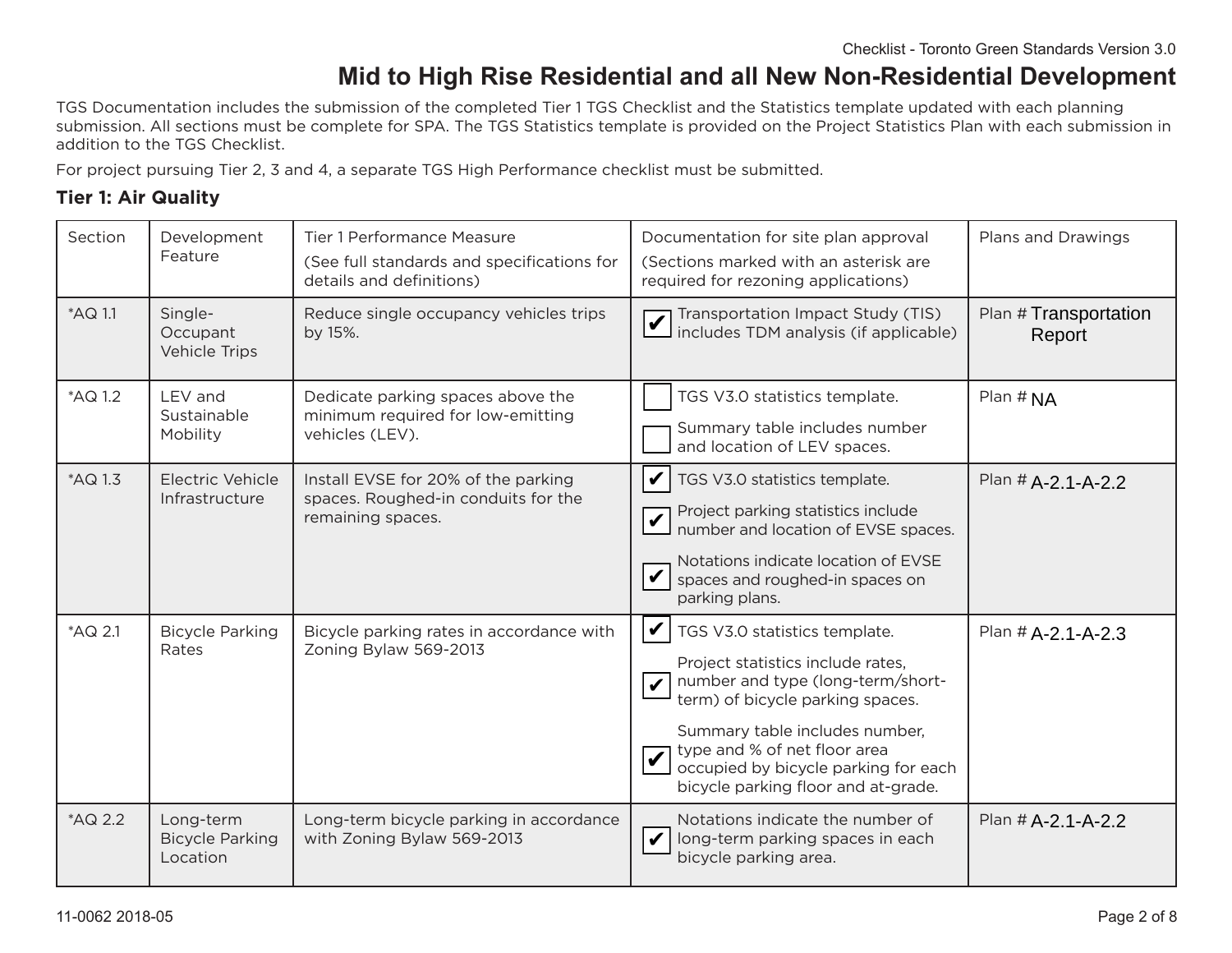# Mid to High Rise Residential and all New Non-Residential Development

TGS Documentation includes the submission of the completed Tier 1 TGS Checklist and the Statistics template updated with each planning submission. All sections must be complete for SPA. The TGS Statistics template is provided on the Project Statistics Plan with each submission in addition to the TGS Checklist.

For project pursuing Tier 2, 3 and 4, a separate TGS High Performance checklist must be submitted.

### Tier 1: Air Quality

| Section | Development Feature | Tier 1 Performance Measure<br>(See full standards and specifications for details and definitions) | Documentation for site plan approval<br>(Sections marked with an asterisk are required for rezoning applications) | Plans and Drawings |
|---|---|---|---|---|
| *AQ 1.1 | Single-Occupant Vehicle Trips | Reduce single occupancy vehicles trips by 15%. | ☑ Transportation Impact Study (TIS) includes TDM analysis (if applicable) | Plan # Transportation Report |
| *AQ 1.2 | LEV and Sustainable Mobility | Dedicate parking spaces above the minimum required for low-emitting vehicles (LEV). | ☐ TGS V3.0 statistics template.<br>☐ Summary table includes number and location of LEV spaces. | Plan # NA |
| *AQ 1.3 | Electric Vehicle Infrastructure | Install EVSE for 20% of the parking spaces. Roughed-in conduits for the remaining spaces. | ☑ TGS V3.0 statistics template.<br>☑ Project parking statistics include number and location of EVSE spaces.<br>☑ Notations indicate location of EVSE spaces and roughed-in spaces on parking plans. | Plan # A-2.1-A-2.2 |
| *AQ 2.1 | Bicycle Parking Rates | Bicycle parking rates in accordance with Zoning Bylaw 569-2013 | ☑ TGS V3.0 statistics template.<br>☑ Project statistics include rates, number and type (long-term/short-term) of bicycle parking spaces.<br>☑ Summary table includes number, type and % of net floor area occupied by bicycle parking for each bicycle parking floor and at-grade. | Plan # A-2.1-A-2.3 |
| *AQ 2.2 | Long-term Bicycle Parking Location | Long-term bicycle parking in accordance with Zoning Bylaw 569-2013 | ☑ Notations indicate the number of long-term parking spaces in each bicycle parking area. | Plan # A-2.1-A-2.2 |

11-0062 2018-05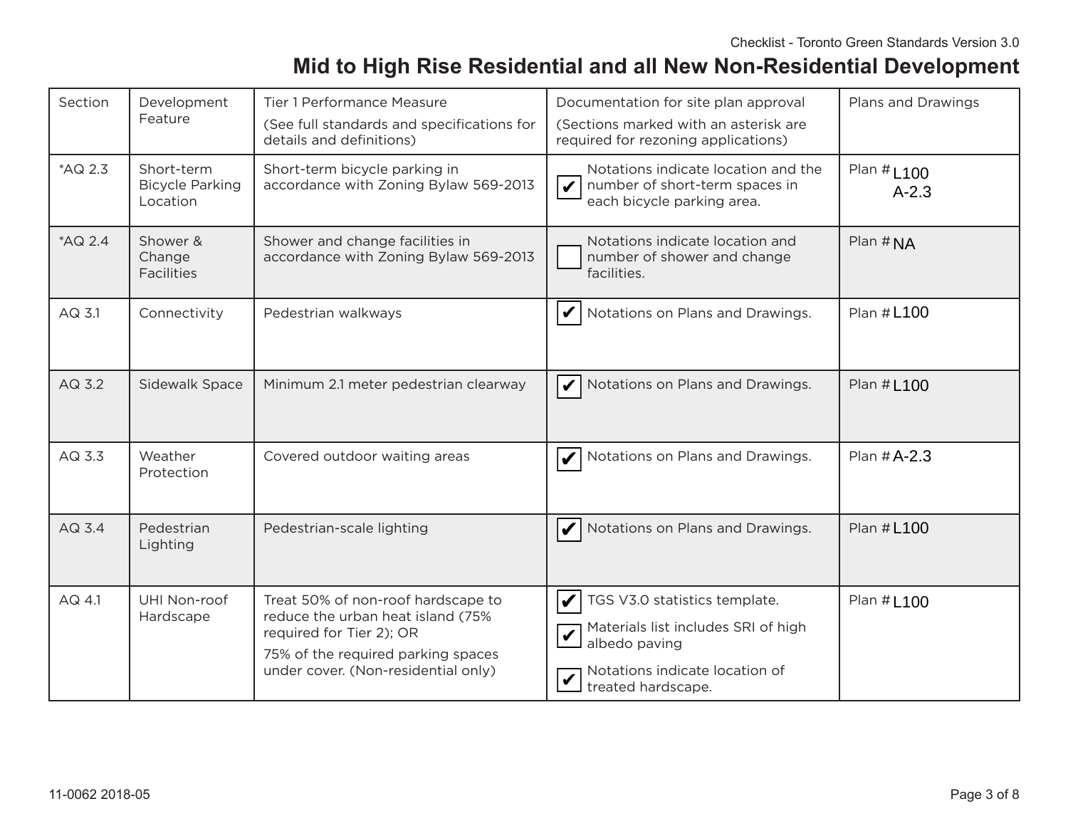## Mid to High Rise Residential and all New Non-Residential Development

| Section | Development Feature | Tier 1 Performance Measure (See full standards and specifications for details and definitions) | Documentation for site plan approval (Sections marked with an asterisk are required for rezoning applications) | Plans and Drawings |
|---|---|---|---|---|
| *AQ 2.3 | Short-term Bicycle Parking Location | Short-term bicycle parking in accordance with Zoning Bylaw 569-2013 | ☑ Notations indicate location and the number of short-term spaces in each bicycle parking area. | Plan # L100 A-2.3 |
| *AQ 2.4 | Shower & Change Facilities | Shower and change facilities in accordance with Zoning Bylaw 569-2013 | ☐ Notations indicate location and number of shower and change facilities. | Plan # NA |
| AQ 3.1 | Connectivity | Pedestrian walkways | ☑ Notations on Plans and Drawings. | Plan # L100 |
| AQ 3.2 | Sidewalk Space | Minimum 2.1 meter pedestrian clearway | ☑ Notations on Plans and Drawings. | Plan # L100 |
| AQ 3.3 | Weather Protection | Covered outdoor waiting areas | ☑ Notations on Plans and Drawings. | Plan # A-2.3 |
| AQ 3.4 | Pedestrian Lighting | Pedestrian-scale lighting | ☑ Notations on Plans and Drawings. | Plan # L100 |
| AQ 4.1 | UHI Non-roof Hardscape | Treat 50% of non-roof hardscape to reduce the urban heat island (75% required for Tier 2); OR 75% of the required parking spaces under cover. (Non-residential only) | ☑ TGS V3.0 statistics template. ☑ Materials list includes SRI of high albedo paving ☑ Notations indicate location of treated hardscape. | Plan # L100 |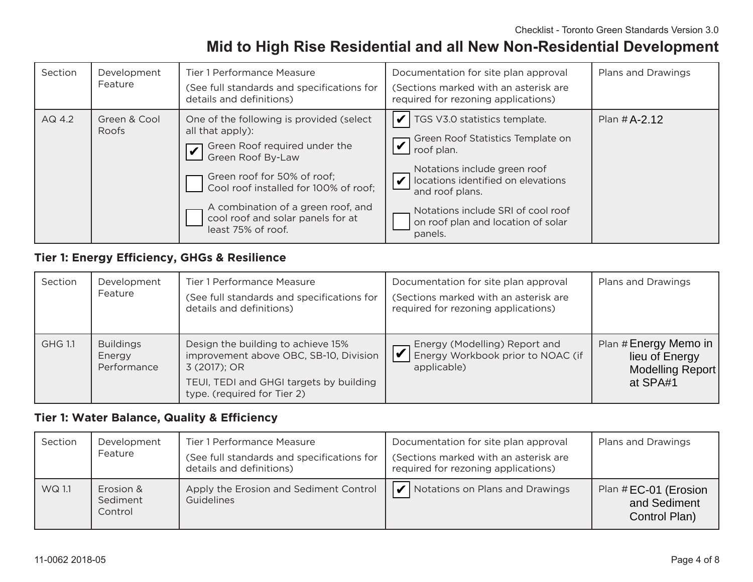# Mid to High Rise Residential and all New Non-Residential Development

| Section | Development Feature | Tier 1 Performance Measure (See full standards and specifications for details and definitions) | Documentation for site plan approval (Sections marked with an asterisk are required for rezoning applications) | Plans and Drawings |
|---|---|---|---|---|
| AQ 4.2 | Green & Cool Roofs | One of the following is provided (select all that apply):<br>☑ Green Roof required under the Green Roof By-Law<br>☐ Green roof for 50% of roof; Cool roof installed for 100% of roof;<br>☐ A combination of a green roof, and cool roof and solar panels for at least 75% of roof. | ☑ TGS V3.0 statistics template.<br>☑ Green Roof Statistics Template on roof plan.<br>☑ Notations include green roof locations identified on elevations and roof plans.<br>☐ Notations include SRI of cool roof on roof plan and location of solar panels. | Plan # A-2.12 |

### Tier 1: Energy Efficiency, GHGs & Resilience

| Section | Development Feature | Tier 1 Performance Measure (See full standards and specifications for details and definitions) | Documentation for site plan approval (Sections marked with an asterisk are required for rezoning applications) | Plans and Drawings |
|---|---|---|---|---|
| GHG 1.1 | Buildings Energy Performance | Design the building to achieve 15% improvement above OBC, SB-10, Division 3 (2017); OR<br>TEUI, TEDI and GHGI targets by building type. (required for Tier 2) | ☑ Energy (Modelling) Report and Energy Workbook prior to NOAC (if applicable) | Plan # Energy Memo in lieu of Energy Modelling Report at SPA#1 |

### Tier 1: Water Balance, Quality & Efficiency

| Section | Development Feature | Tier 1 Performance Measure (See full standards and specifications for details and definitions) | Documentation for site plan approval (Sections marked with an asterisk are required for rezoning applications) | Plans and Drawings |
|---|---|---|---|---|
| WQ 1.1 | Erosion & Sediment Control | Apply the Erosion and Sediment Control Guidelines | ☑ Notations on Plans and Drawings | Plan # EC-01 (Erosion and Sediment Control Plan) |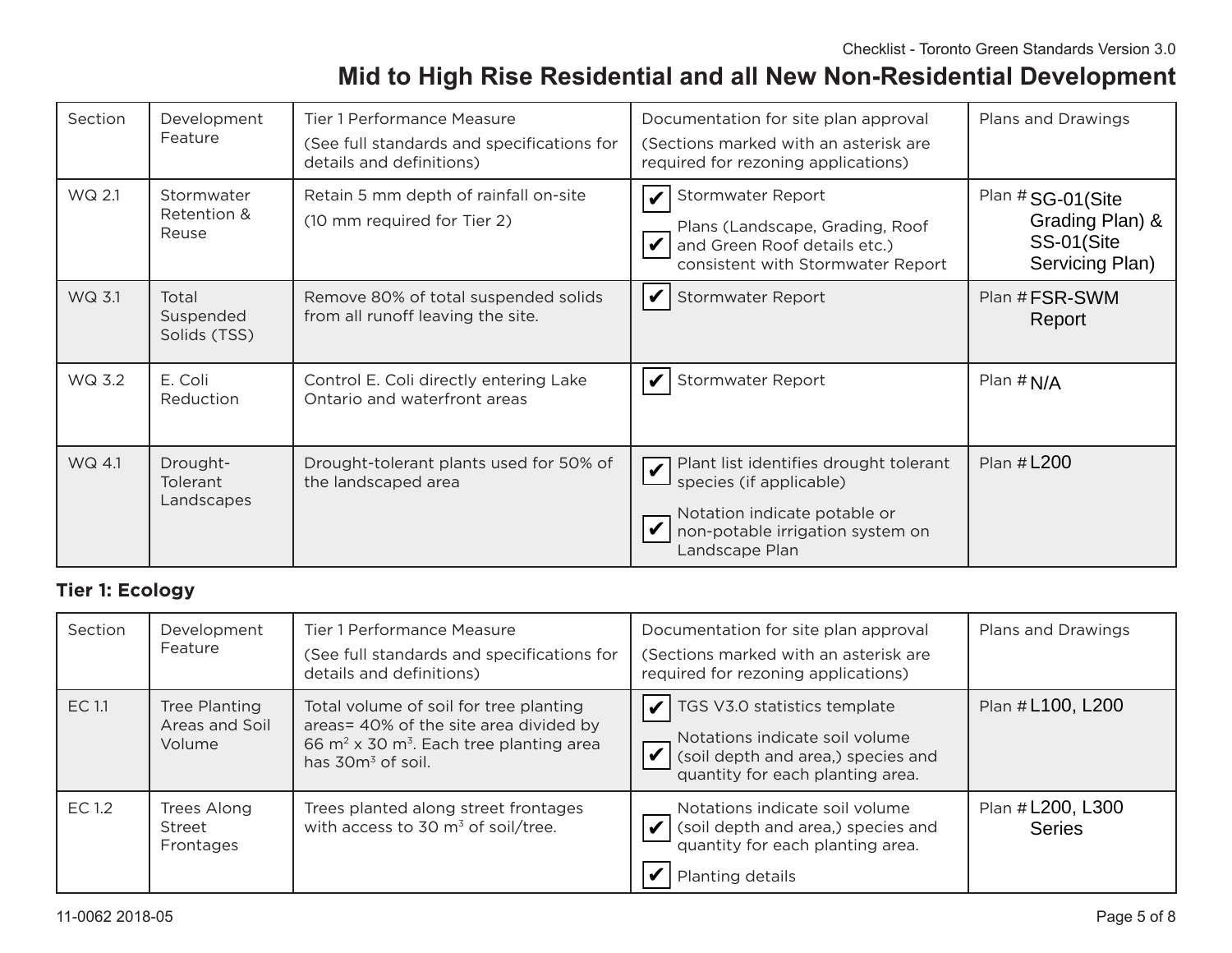## Mid to High Rise Residential and all New Non-Residential Development

| Section | Development Feature | Tier 1 Performance Measure (See full standards and specifications for details and definitions) | Documentation for site plan approval (Sections marked with an asterisk are required for rezoning applications) | Plans and Drawings |
|---|---|---|---|---|
| WQ 2.1 | Stormwater Retention & Reuse | Retain 5 mm depth of rainfall on-site (10 mm required for Tier 2) | ✔ Stormwater Report<br>✔ Plans (Landscape, Grading, Roof and Green Roof details etc.) consistent with Stormwater Report | Plan # SG-01(Site Grading Plan) & SS-01(Site Servicing Plan) |
| WQ 3.1 | Total Suspended Solids (TSS) | Remove 80% of total suspended solids from all runoff leaving the site. | ✔ Stormwater Report | Plan # FSR-SWM Report |
| WQ 3.2 | E. Coli Reduction | Control E. Coli directly entering Lake Ontario and waterfront areas | ✔ Stormwater Report | Plan # N/A |
| WQ 4.1 | Drought-Tolerant Landscapes | Drought-tolerant plants used for 50% of the landscaped area | ✔ Plant list identifies drought tolerant species (if applicable)<br>✔ Notation indicate potable or non-potable irrigation system on Landscape Plan | Plan # L200 |

**Tier 1: Ecology**

| Section | Development Feature | Tier 1 Performance Measure (See full standards and specifications for details and definitions) | Documentation for site plan approval (Sections marked with an asterisk are required for rezoning applications) | Plans and Drawings |
|---|---|---|---|---|
| EC 1.1 | Tree Planting Areas and Soil Volume | Total volume of soil for tree planting areas= 40% of the site area divided by 66 $m^2$ x 30 $m^3$. Each tree planting area has 30$m^3$ of soil. | ✔ TGS V3.0 statistics template<br>✔ Notations indicate soil volume (soil depth and area,) species and quantity for each planting area. | Plan # L100, L200 |
| EC 1.2 | Trees Along Street Frontages | Trees planted along street frontages with access to 30 $m^3$ of soil/tree. | ✔ Notations indicate soil volume (soil depth and area,) species and quantity for each planting area.<br>✔ Planting details | Plan # L200, L300 Series |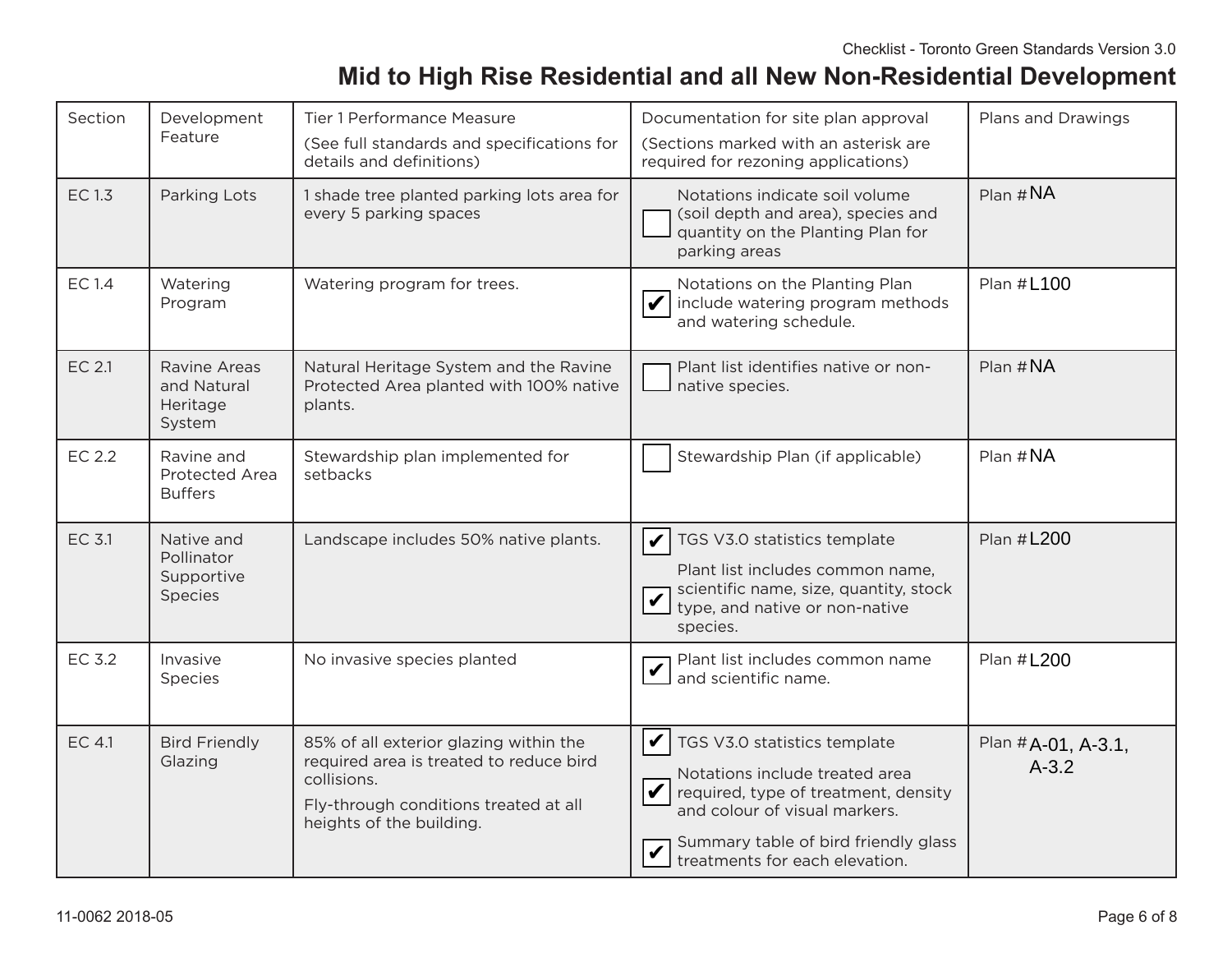# Mid to High Rise Residential and all New Non-Residential Development

| Section | Development Feature | Tier 1 Performance Measure (See full standards and specifications for details and definitions) | Documentation for site plan approval (Sections marked with an asterisk are required for rezoning applications) | Plans and Drawings |
|---|---|---|---|---|
| EC 1.3 | Parking Lots | 1 shade tree planted parking lots area for every 5 parking spaces | ☐ Notations indicate soil volume (soil depth and area), species and quantity on the Planting Plan for parking areas | Plan # NA |
| EC 1.4 | Watering Program | Watering program for trees. | ☑ Notations on the Planting Plan include watering program methods and watering schedule. | Plan # L100 |
| EC 2.1 | Ravine Areas and Natural Heritage System | Natural Heritage System and the Ravine Protected Area planted with 100% native plants. | ☐ Plant list identifies native or non-native species. | Plan # NA |
| EC 2.2 | Ravine and Protected Area Buffers | Stewardship plan implemented for setbacks | ☐ Stewardship Plan (if applicable) | Plan # NA |
| EC 3.1 | Native and Pollinator Supportive Species | Landscape includes 50% native plants. | ☑ TGS V3.0 statistics template<br>☑ Plant list includes common name, scientific name, size, quantity, stock type, and native or non-native species. | Plan # L200 |
| EC 3.2 | Invasive Species | No invasive species planted | ☑ Plant list includes common name and scientific name. | Plan # L200 |
| EC 4.1 | Bird Friendly Glazing | 85% of all exterior glazing within the required area is treated to reduce bird collisions.<br>Fly-through conditions treated at all heights of the building. | ☑ TGS V3.0 statistics template<br>☑ Notations include treated area required, type of treatment, density and colour of visual markers.<br>☑ Summary table of bird friendly glass treatments for each elevation. | Plan # A-01, A-3.1, A-3.2 |

11-0062 2018-05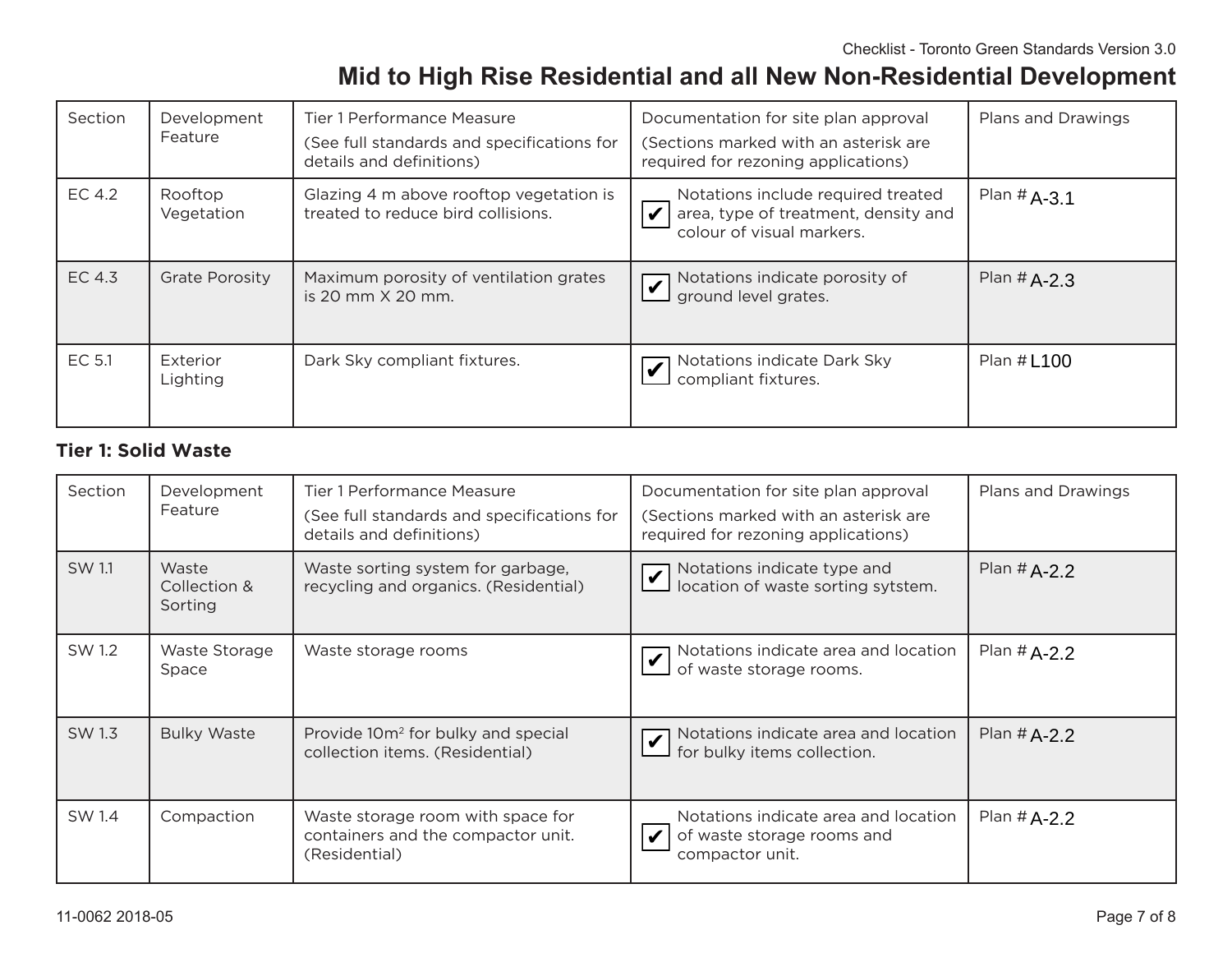## Mid to High Rise Residential and all New Non-Residential Development

| Section | Development Feature | Tier 1 Performance Measure (See full standards and specifications for details and definitions) | Documentation for site plan approval (Sections marked with an asterisk are required for rezoning applications) | Plans and Drawings |
|---|---|---|---|---|
| EC 4.2 | Rooftop Vegetation | Glazing 4 m above rooftop vegetation is treated to reduce bird collisions. | ✔ Notations include required treated area, type of treatment, density and colour of visual markers. | Plan # A-3.1 |
| EC 4.3 | Grate Porosity | Maximum porosity of ventilation grates is 20 mm X 20 mm. | ✔ Notations indicate porosity of ground level grates. | Plan # A-2.3 |
| EC 5.1 | Exterior Lighting | Dark Sky compliant fixtures. | ✔ Notations indicate Dark Sky compliant fixtures. | Plan # L100 |

### Tier 1: Solid Waste

| Section | Development Feature | Tier 1 Performance Measure (See full standards and specifications for details and definitions) | Documentation for site plan approval (Sections marked with an asterisk are required for rezoning applications) | Plans and Drawings |
|---|---|---|---|---|
| SW 1.1 | Waste Collection & Sorting | Waste sorting system for garbage, recycling and organics. (Residential) | ✔ Notations indicate type and location of waste sorting sytstem. | Plan # A-2.2 |
| SW 1.2 | Waste Storage Space | Waste storage rooms | ✔ Notations indicate area and location of waste storage rooms. | Plan # A-2.2 |
| SW 1.3 | Bulky Waste | Provide $10m^2$ for bulky and special collection items. (Residential) | ✔ Notations indicate area and location for bulky items collection. | Plan # A-2.2 |
| SW 1.4 | Compaction | Waste storage room with space for containers and the compactor unit. (Residential) | ✔ Notations indicate area and location of waste storage rooms and compactor unit. | Plan # A-2.2 |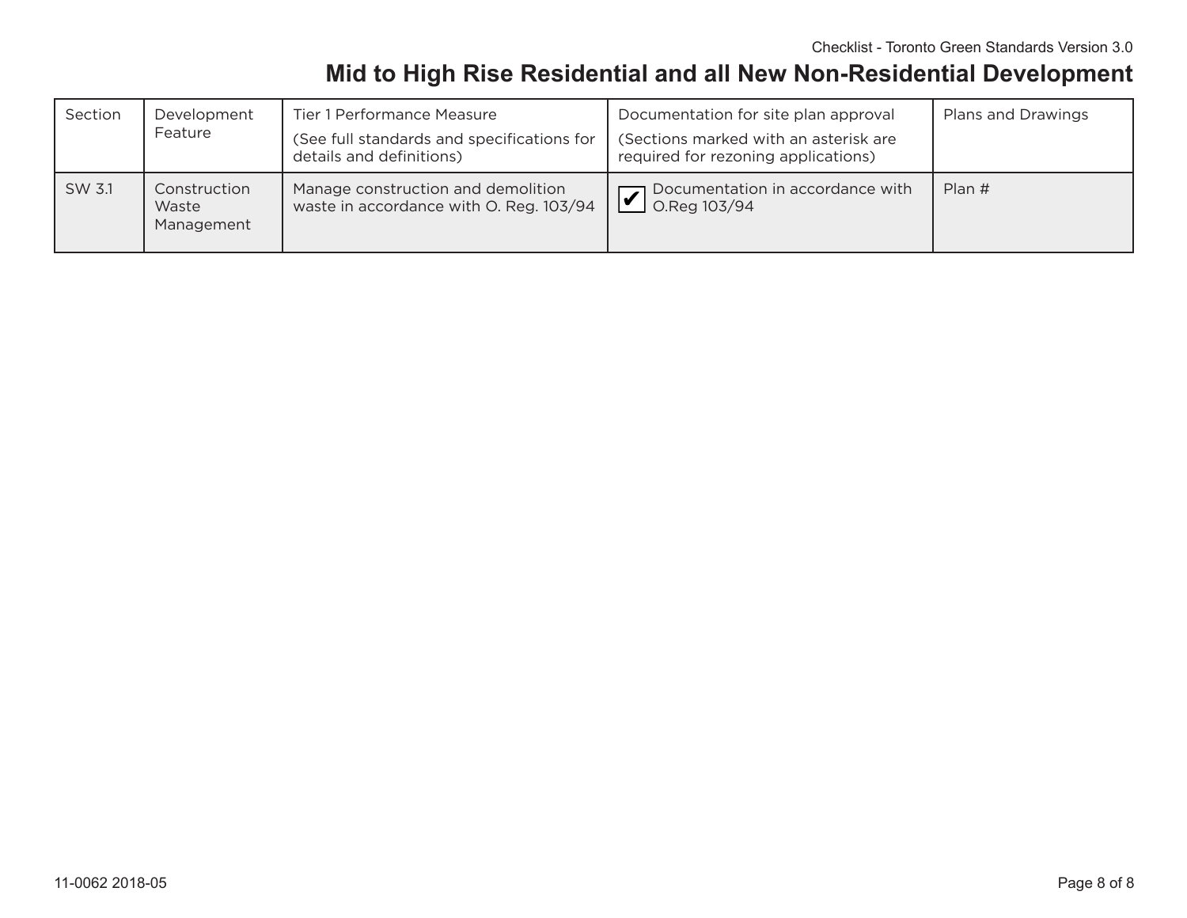# Mid to High Rise Residential and all New Non-Residential Development

| Section | Development Feature | Tier 1 Performance Measure (See full standards and specifications for details and definitions) | Documentation for site plan approval (Sections marked with an asterisk are required for rezoning applications) | Plans and Drawings |
|---|---|---|---|---|
| SW 3.1 | Construction Waste Management | Manage construction and demolition waste in accordance with O. Reg. 103/94 | ☑ Documentation in accordance with O.Reg 103/94 | Plan # |